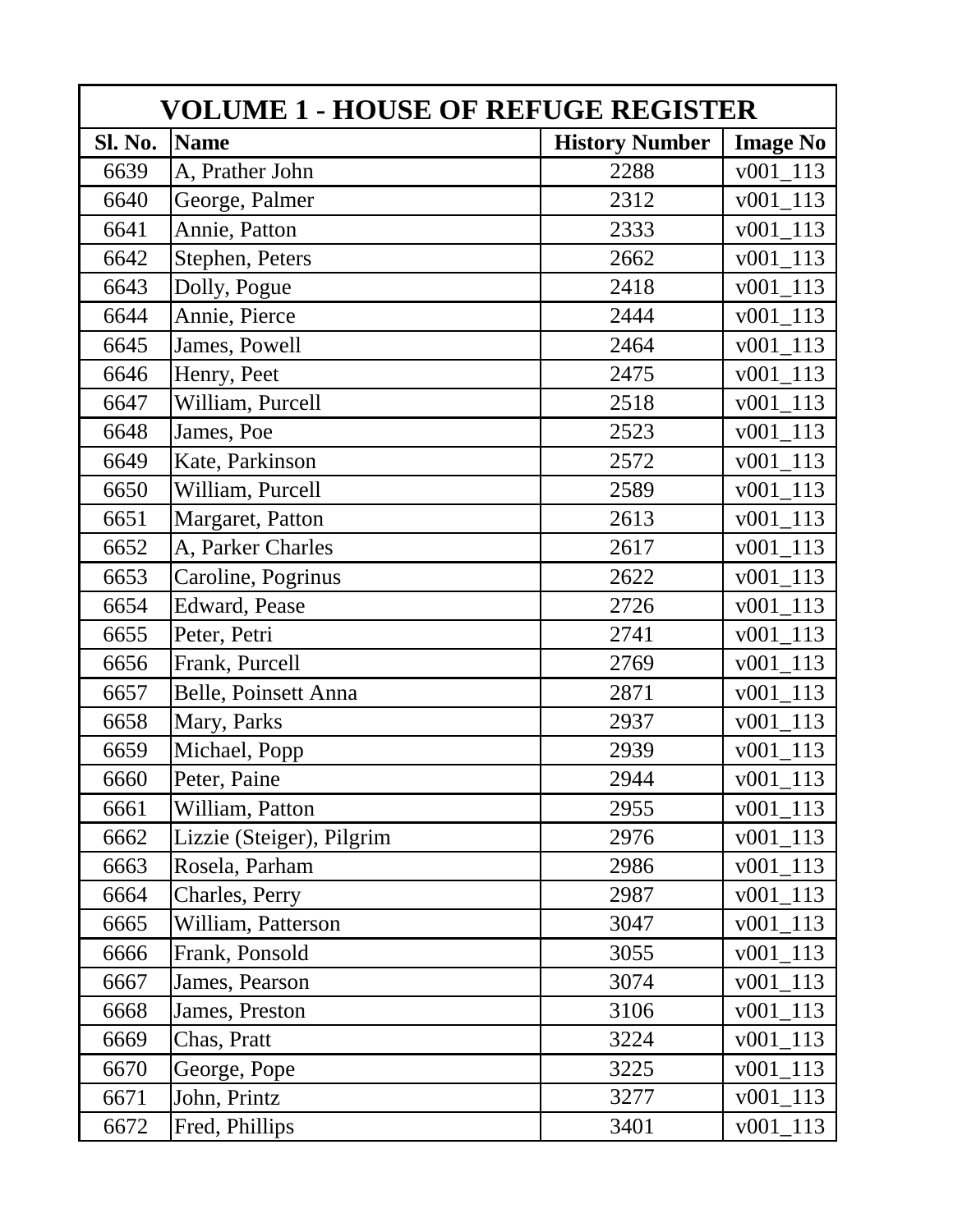# VOLUME 1 - HOUSE OF REFUGE REGISTER

| Sl. No. | Name | History Number | Image No |
|---|---|---|---|
| 6639 | A, Prather John | 2288 | v001_113 |
| 6640 | George, Palmer | 2312 | v001_113 |
| 6641 | Annie, Patton | 2333 | v001_113 |
| 6642 | Stephen, Peters | 2662 | v001_113 |
| 6643 | Dolly, Pogue | 2418 | v001_113 |
| 6644 | Annie, Pierce | 2444 | v001_113 |
| 6645 | James, Powell | 2464 | v001_113 |
| 6646 | Henry, Peet | 2475 | v001_113 |
| 6647 | William, Purcell | 2518 | v001_113 |
| 6648 | James, Poe | 2523 | v001_113 |
| 6649 | Kate, Parkinson | 2572 | v001_113 |
| 6650 | William, Purcell | 2589 | v001_113 |
| 6651 | Margaret, Patton | 2613 | v001_113 |
| 6652 | A, Parker Charles | 2617 | v001_113 |
| 6653 | Caroline, Pogrinus | 2622 | v001_113 |
| 6654 | Edward, Pease | 2726 | v001_113 |
| 6655 | Peter, Petri | 2741 | v001_113 |
| 6656 | Frank, Purcell | 2769 | v001_113 |
| 6657 | Belle, Poinsett Anna | 2871 | v001_113 |
| 6658 | Mary, Parks | 2937 | v001_113 |
| 6659 | Michael, Popp | 2939 | v001_113 |
| 6660 | Peter, Paine | 2944 | v001_113 |
| 6661 | William, Patton | 2955 | v001_113 |
| 6662 | Lizzie (Steiger), Pilgrim | 2976 | v001_113 |
| 6663 | Rosela, Parham | 2986 | v001_113 |
| 6664 | Charles, Perry | 2987 | v001_113 |
| 6665 | William, Patterson | 3047 | v001_113 |
| 6666 | Frank, Ponsold | 3055 | v001_113 |
| 6667 | James, Pearson | 3074 | v001_113 |
| 6668 | James, Preston | 3106 | v001_113 |
| 6669 | Chas, Pratt | 3224 | v001_113 |
| 6670 | George, Pope | 3225 | v001_113 |
| 6671 | John, Printz | 3277 | v001_113 |
| 6672 | Fred, Phillips | 3401 | v001_113 |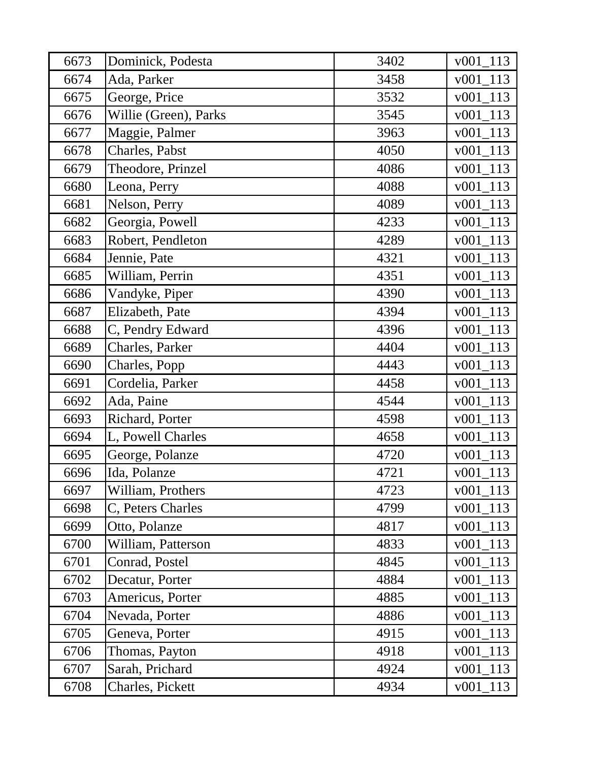| | | | |
|---|---|---|---|
| 6673 | Dominick, Podesta | 3402 | v001_113 |
| 6674 | Ada, Parker | 3458 | v001_113 |
| 6675 | George, Price | 3532 | v001_113 |
| 6676 | Willie (Green), Parks | 3545 | v001_113 |
| 6677 | Maggie, Palmer | 3963 | v001_113 |
| 6678 | Charles, Pabst | 4050 | v001_113 |
| 6679 | Theodore, Prinzel | 4086 | v001_113 |
| 6680 | Leona, Perry | 4088 | v001_113 |
| 6681 | Nelson, Perry | 4089 | v001_113 |
| 6682 | Georgia, Powell | 4233 | v001_113 |
| 6683 | Robert, Pendleton | 4289 | v001_113 |
| 6684 | Jennie, Pate | 4321 | v001_113 |
| 6685 | William, Perrin | 4351 | v001_113 |
| 6686 | Vandyke, Piper | 4390 | v001_113 |
| 6687 | Elizabeth, Pate | 4394 | v001_113 |
| 6688 | C, Pendry Edward | 4396 | v001_113 |
| 6689 | Charles, Parker | 4404 | v001_113 |
| 6690 | Charles, Popp | 4443 | v001_113 |
| 6691 | Cordelia, Parker | 4458 | v001_113 |
| 6692 | Ada, Paine | 4544 | v001_113 |
| 6693 | Richard, Porter | 4598 | v001_113 |
| 6694 | L, Powell Charles | 4658 | v001_113 |
| 6695 | George, Polanze | 4720 | v001_113 |
| 6696 | Ida, Polanze | 4721 | v001_113 |
| 6697 | William, Prothers | 4723 | v001_113 |
| 6698 | C, Peters Charles | 4799 | v001_113 |
| 6699 | Otto, Polanze | 4817 | v001_113 |
| 6700 | William, Patterson | 4833 | v001_113 |
| 6701 | Conrad, Postel | 4845 | v001_113 |
| 6702 | Decatur, Porter | 4884 | v001_113 |
| 6703 | Americus, Porter | 4885 | v001_113 |
| 6704 | Nevada, Porter | 4886 | v001_113 |
| 6705 | Geneva, Porter | 4915 | v001_113 |
| 6706 | Thomas, Payton | 4918 | v001_113 |
| 6707 | Sarah, Prichard | 4924 | v001_113 |
| 6708 | Charles, Pickett | 4934 | v001_113 |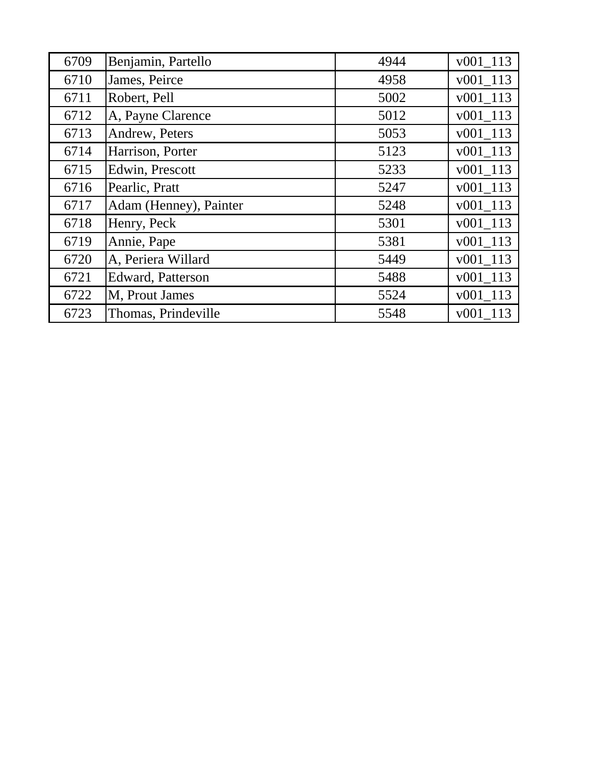| | | | |
|---|---|---|---|
| 6709 | Benjamin, Partello | 4944 | v001_113 |
| 6710 | James, Peirce | 4958 | v001_113 |
| 6711 | Robert, Pell | 5002 | v001_113 |
| 6712 | A, Payne Clarence | 5012 | v001_113 |
| 6713 | Andrew, Peters | 5053 | v001_113 |
| 6714 | Harrison, Porter | 5123 | v001_113 |
| 6715 | Edwin, Prescott | 5233 | v001_113 |
| 6716 | Pearlic, Pratt | 5247 | v001_113 |
| 6717 | Adam (Henney), Painter | 5248 | v001_113 |
| 6718 | Henry, Peck | 5301 | v001_113 |
| 6719 | Annie, Pape | 5381 | v001_113 |
| 6720 | A, Periera Willard | 5449 | v001_113 |
| 6721 | Edward, Patterson | 5488 | v001_113 |
| 6722 | M, Prout James | 5524 | v001_113 |
| 6723 | Thomas, Prindeville | 5548 | v001_113 |